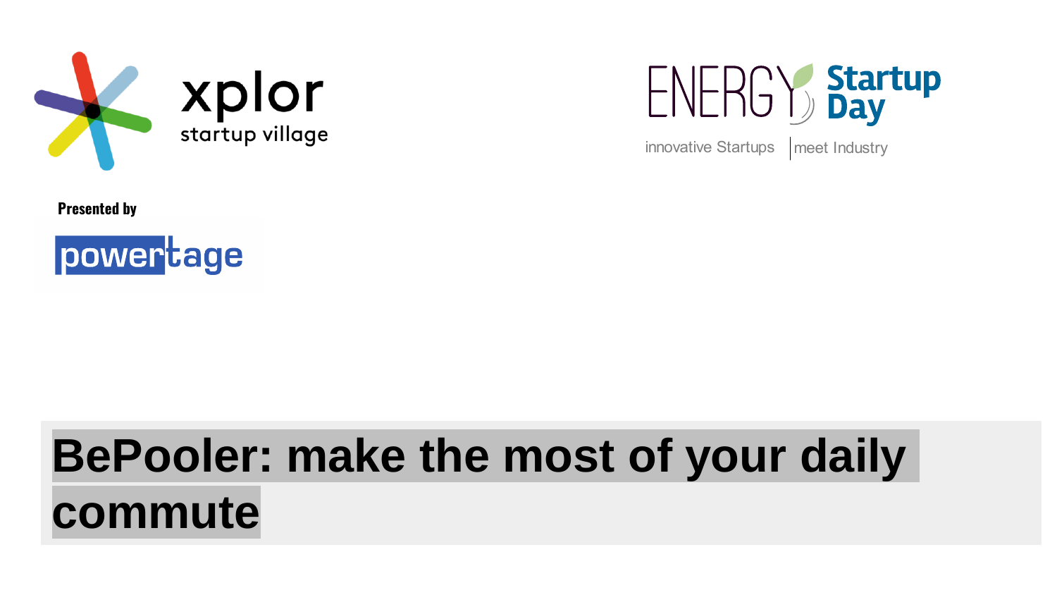xplor

startup village

ENERGY Startup Day

innovative Startups | meet Industry

Presented by

powertage

# BePooler: make the most of your daily commute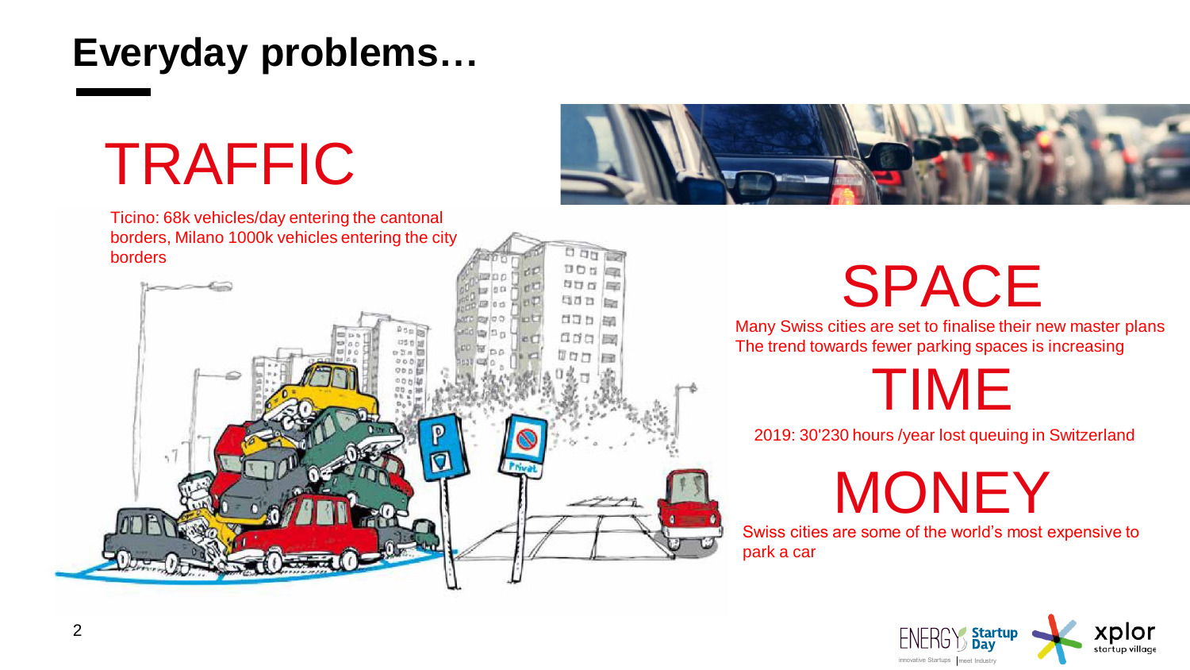# Everyday problems…

## TRAFFIC

Ticino: 68k vehicles/day entering the cantonal borders, Milano 1000k vehicles entering the city borders

## SPACE

Many Swiss cities are set to finalise their new master plans
The trend towards fewer parking spaces is increasing

## TIME

2019: 30'230 hours /year lost queuing in Switzerland

## MONEY

Swiss cities are some of the world's most expensive to park a car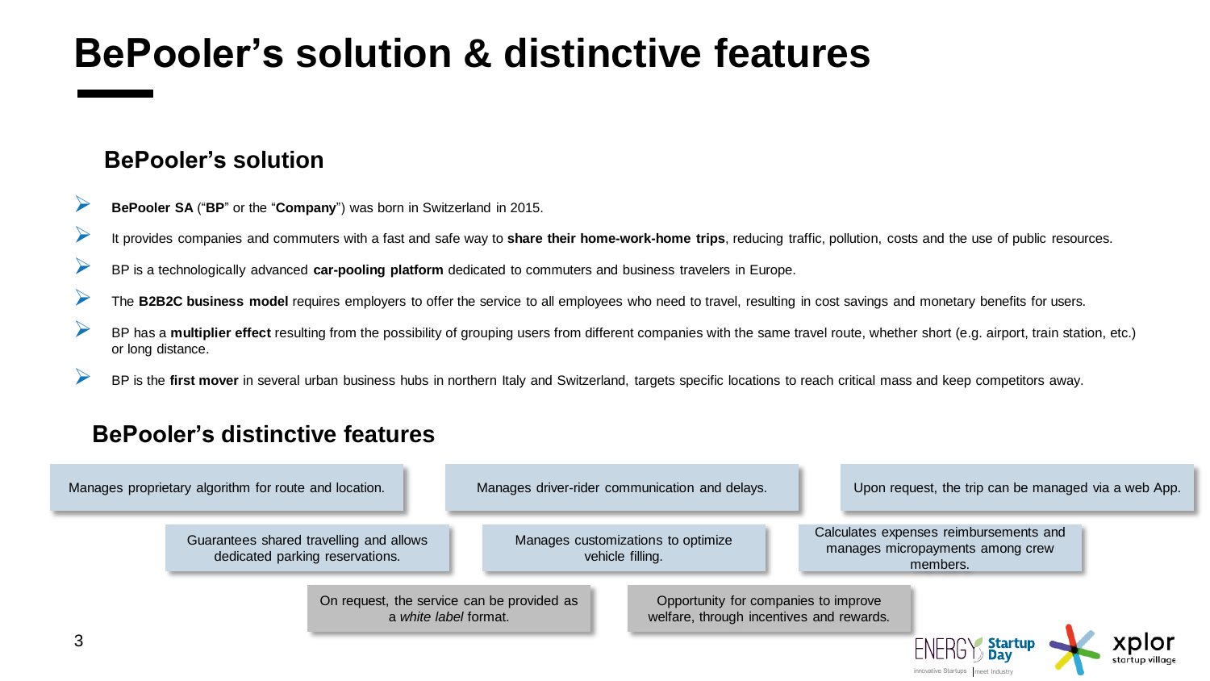# BePooler's solution & distinctive features

## BePooler's solution

- **BePooler SA** ("**BP**" or the "**Company**") was born in Switzerland in 2015.
- It provides companies and commuters with a fast and safe way to **share their home-work-home trips**, reducing traffic, pollution, costs and the use of public resources.
- BP is a technologically advanced **car-pooling platform** dedicated to commuters and business travelers in Europe.
- The **B2B2C business model** requires employers to offer the service to all employees who need to travel, resulting in cost savings and monetary benefits for users.
- BP has a **multiplier effect** resulting from the possibility of grouping users from different companies with the same travel route, whether short (e.g. airport, train station, etc.) or long distance.
- BP is the **first mover** in several urban business hubs in northern Italy and Switzerland, targets specific locations to reach critical mass and keep competitors away.

## BePooler's distinctive features

- Manages proprietary algorithm for route and location.
- Manages driver-rider communication and delays.
- Upon request, the trip can be managed via a web App.
- Guarantees shared travelling and allows dedicated parking reservations.
- Manages customizations to optimize vehicle filling.
- Calculates expenses reimbursements and manages micropayments among crew members.
- On request, the service can be provided as a *white label* format.
- Opportunity for companies to improve welfare, through incentives and rewards.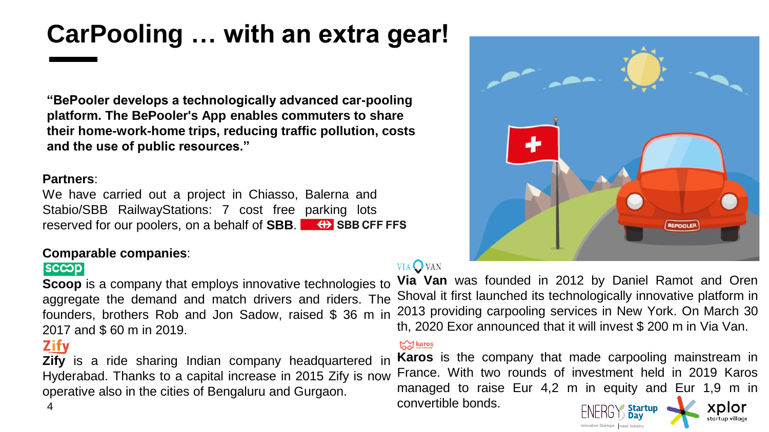# CarPooling … with an extra gear!

**"BePooler develops a technologically advanced car-pooling platform. The BePooler's App enables commuters to share their home-work-home trips, reducing traffic pollution, costs and the use of public resources."**

**Partners**:

We have carried out a project in Chiasso, Balerna and Stabio/SBB RailwayStations: 7 cost free parking lots reserved for our poolers, on a behalf of **SBB**. SBB CFF FFS

**Comparable companies**:

**Scoop** is a company that employs innovative technologies to aggregate the demand and match drivers and riders. The founders, brothers Rob and Jon Sadow, raised $ 36 m in 2017 and $ 60 m in 2019.

**Zify** is a ride sharing Indian company headquartered in Hyderabad. Thanks to a capital increase in 2015 Zify is now operative also in the cities of Bengaluru and Gurgaon.

**Via Van** was founded in 2012 by Daniel Ramot and Oren Shoval it first launched its technologically innovative platform in 2013 providing carpooling services in New York. On March 30 th, 2020 Exor announced that it will invest $ 200 m in Via Van.

**Karos** is the company that made carpooling mainstream in France. With two rounds of investment held in 2019 Karos managed to raise Eur 4,2 m in equity and Eur 1,9 m in convertible bonds.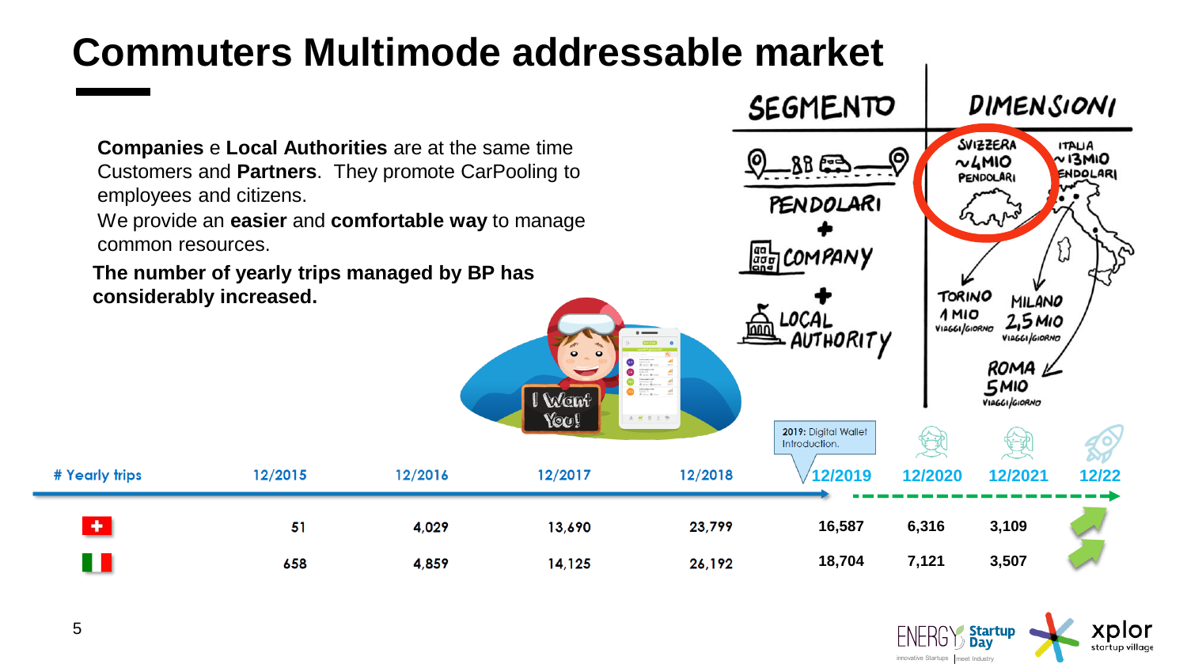# Commuters Multimode addressable market

**Companies** e **Local Authorities** are at the same time Customers and **Partners**. They promote CarPooling to employees and citizens.

We provide an **easier** and **comfortable way** to manage common resources.

**The number of yearly trips managed by BP has considerably increased.**

| SEGMENTO | DIMENSIONI |
|---|---|
| PENDOLARI + COMPANY + LOCAL AUTHORITY | SVIZZERA ~4MIO PENDOLARI; ITALIA ~13MIO PENDOLARI; TORINO 1 MIO VIAGGI/GIORNO; MILANO 2,5 MIO VIAGGI/GIORNO; ROMA 5MIO VIAGGI/GIORNO |

2019: Digital Wallet Introduction.

| # Yearly trips | 12/2015 | 12/2016 | 12/2017 | 12/2018 | 12/2019 | 12/2020 | 12/2021 | 12/22 |
|---|---|---|---|---|---|---|---|---|
| Switzerland | 51 | 4,029 | 13,690 | 23,799 | 16,587 | 6,316 | 3,109 | |
| Italy | 658 | 4,859 | 14,125 | 26,192 | 18,704 | 7,121 | 3,507 | |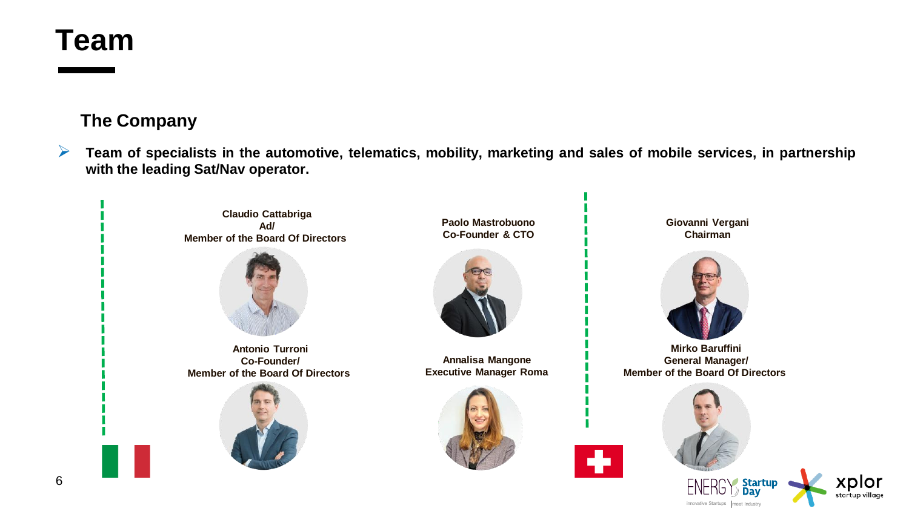# Team

## The Company

- **Team of specialists in the automotive, telematics, mobility, marketing and sales of mobile services, in partnership with the leading Sat/Nav operator.**

**Claudio Cattabriga**
**Ad/**
**Member of the Board Of Directors**

**Paolo Mastrobuono**
**Co-Founder & CTO**

**Giovanni Vergani**
**Chairman**

**Antonio Turroni**
**Co-Founder/**
**Member of the Board Of Directors**

**Annalisa Mangone**
**Executive Manager Roma**

**Mirko Baruffini**
**General Manager/**
**Member of the Board Of Directors**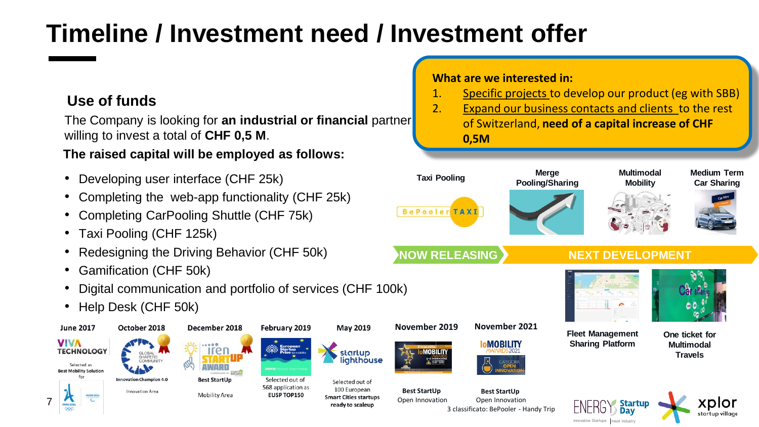# Timeline / Investment need / Investment offer

## Use of funds

The Company is looking for **an industrial or financial** partner willing to invest a total of **CHF 0,5 M**.

**The raised capital will be employed as follows:**

- Developing user interface (CHF 25k)
- Completing the web-app functionality (CHF 25k)
- Completing CarPooling Shuttle (CHF 75k)
- Taxi Pooling (CHF 125k)
- Redesigning the Driving Behavior (CHF 50k)
- Gamification (CHF 50k)
- Digital communication and portfolio of services (CHF 100k)
- Help Desk (CHF 50k)

**What are we interested in:**

1. Specific projects to develop our product (eg with SBB)
2. Expand our business contacts and clients to the rest of Switzerland, **need of a capital increase of CHF 0,5M**

**NOW RELEASING**

**Taxi Pooling**

BePooler TAXI

**NEXT DEVELOPMENT**

**Merge Pooling/Sharing**

**Multimodal Mobility**

**Medium Term Car Sharing**

**Fleet Management Sharing Platform**

**One ticket for Multimodal Travels**

**June 2017** – VIVA TECHNOLOGY – Selected as Best Mobility Solution for PARIS 2024

**October 2018** – Global Shapers Community – Innovation Champion 4.0 – Innovation Area

**December 2018** – iren StartUP Award – Best StartUp – Mobility Area

**February 2019** – European Startup Prize for mobility – Selected out of 568 application as EUSP TOP150

**May 2019** – startup lighthouse – Selected out of 100 European Smart Cities startups ready to scaleup

**November 2019** – IoMOBILITY – Best StartUp – Open Innovation

**November 2021** – IoMOBILITY AWARDS 2021 – Categoria Open Innovation – Best StartUp – Open Innovation – 3 classificato: BePooler - Handy Trip

ENERGY Startup Day – innovative Startups meet Industry

xplor startup village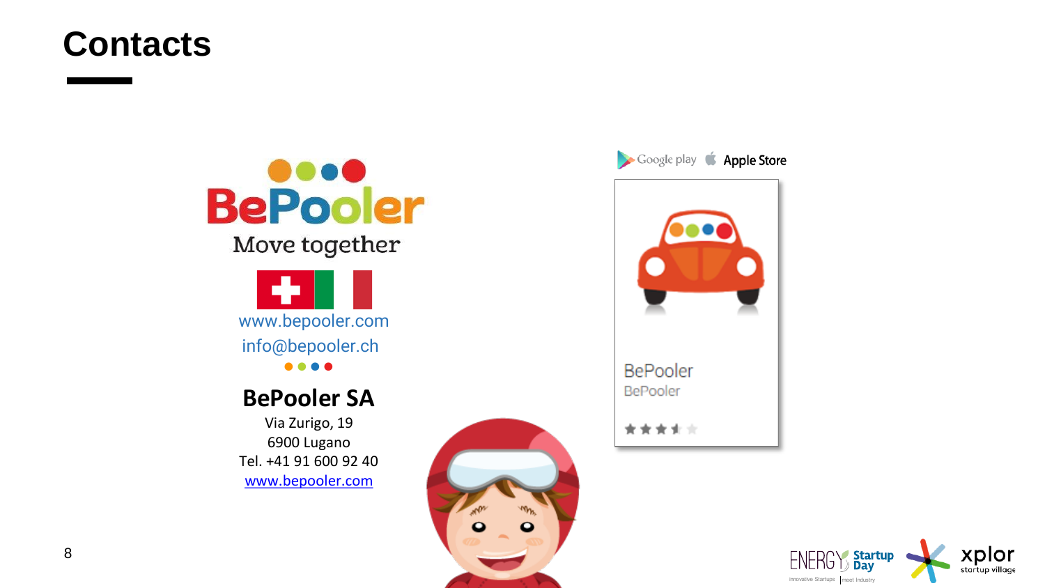# Contacts

BePooler

Move together

www.bepooler.com

info@bepooler.ch

**BePooler SA**

Via Zurigo, 19

6900 Lugano

Tel. +41 91 600 92 40

www.bepooler.com

Google play Apple Store

BePooler

BePooler